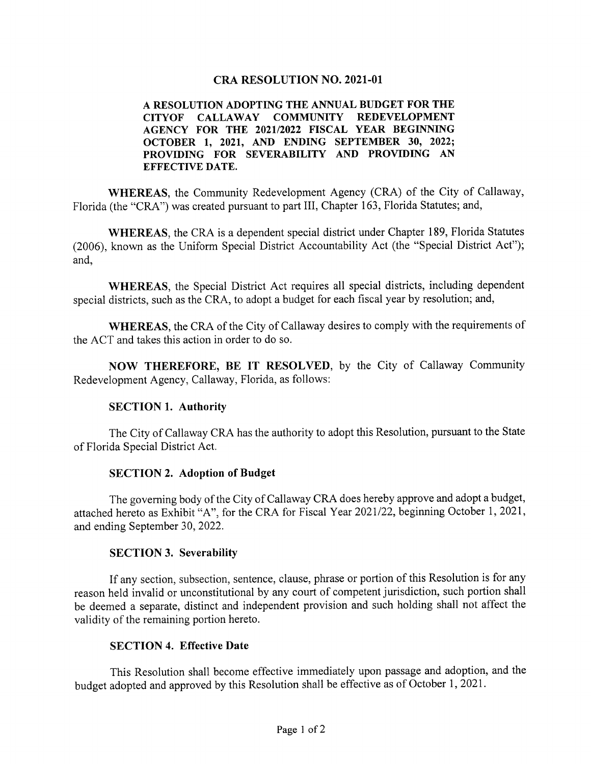# CRA RESOLUTION NO. 2021-01

**A RESOLUTION ADOPTING THE ANNUAL BUDGET FOR THE CITYOF CALLAWAY COMMUNITY REDEVELOPMENT AGENCY FOR THE 2021/2022 FISCAL YEAR BEGINNING OCTOBER 1, 2021, AND ENDING SEPTEMBER 30, 2022; PROVIDING FOR SEVERABILITY AND PROVIDING AN EFFECTIVE DATE.**

**WHEREAS**, the Community Redevelopment Agency (CRA) of the City of Callaway, Florida (the "CRA") was created pursuant to part III, Chapter 163, Florida Statutes; and,

**WHEREAS**, the CRA is a dependent special district under Chapter 189, Florida Statutes (2006), known as the Uniform Special District Accountability Act (the "Special District Act"); and,

**WHEREAS**, the Special District Act requires all special districts, including dependent special districts, such as the CRA, to adopt a budget for each fiscal year by resolution; and,

**WHEREAS**, the CRA of the City of Callaway desires to comply with the requirements of the ACT and takes this action in order to do so.

**NOW THEREFORE, BE IT RESOLVED**, by the City of Callaway Community Redevelopment Agency, Callaway, Florida, as follows:

**SECTION 1. Authority**

The City of Callaway CRA has the authority to adopt this Resolution, pursuant to the State of Florida Special District Act.

**SECTION 2. Adoption of Budget**

The governing body of the City of Callaway CRA does hereby approve and adopt a budget, attached hereto as Exhibit "A", for the CRA for Fiscal Year 2021/22, beginning October 1, 2021, and ending September 30, 2022.

**SECTION 3. Severability**

If any section, subsection, sentence, clause, phrase or portion of this Resolution is for any reason held invalid or unconstitutional by any court of competent jurisdiction, such portion shall be deemed a separate, distinct and independent provision and such holding shall not affect the validity of the remaining portion hereto.

**SECTION 4. Effective Date**

This Resolution shall become effective immediately upon passage and adoption, and the budget adopted and approved by this Resolution shall be effective as of October 1, 2021.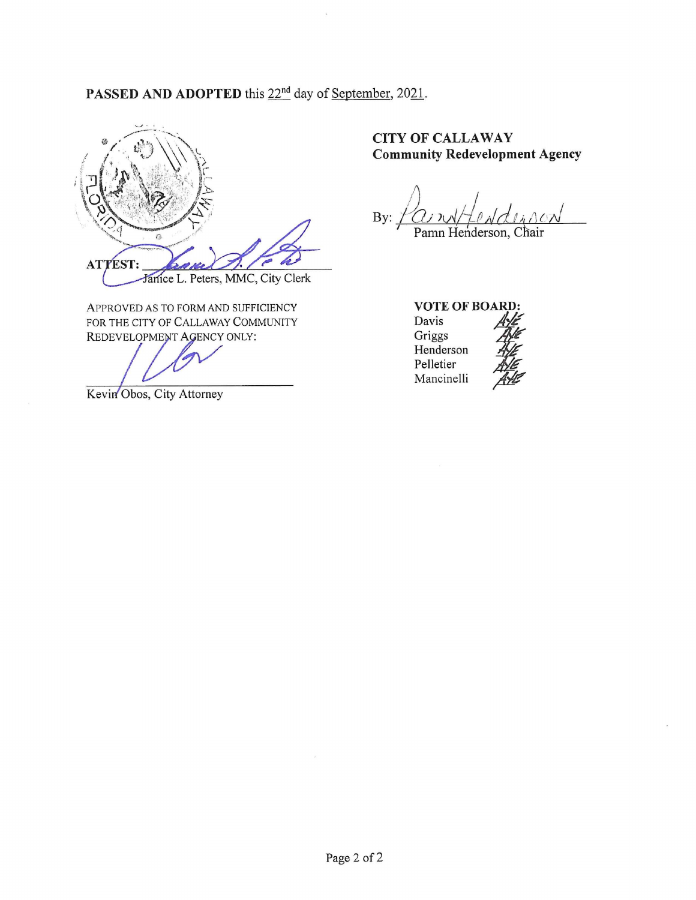**PASSED AND ADOPTED** this 22nd day of September, 2021.

ATTEST:

Janice L. Peters, MMC, City Clerk

APPROVED AS TO FORM AND SUFFICIENCY FOR THE CITY OF CALLAWAY COMMUNITY REDEVELOPMENT AGENCY ONLY:

Kevin Obos, City Attorney

**CITY OF CALLAWAY**
**Community Redevelopment Agency**

By: Pamn Henderson

Pamn Henderson, Chair

**VOTE OF BOARD:**

| | |
|---|---|
| Davis | AYE |
| Griggs | AYE |
| Henderson | AYE |
| Pelletier | AYE |
| Mancinelli | AYE |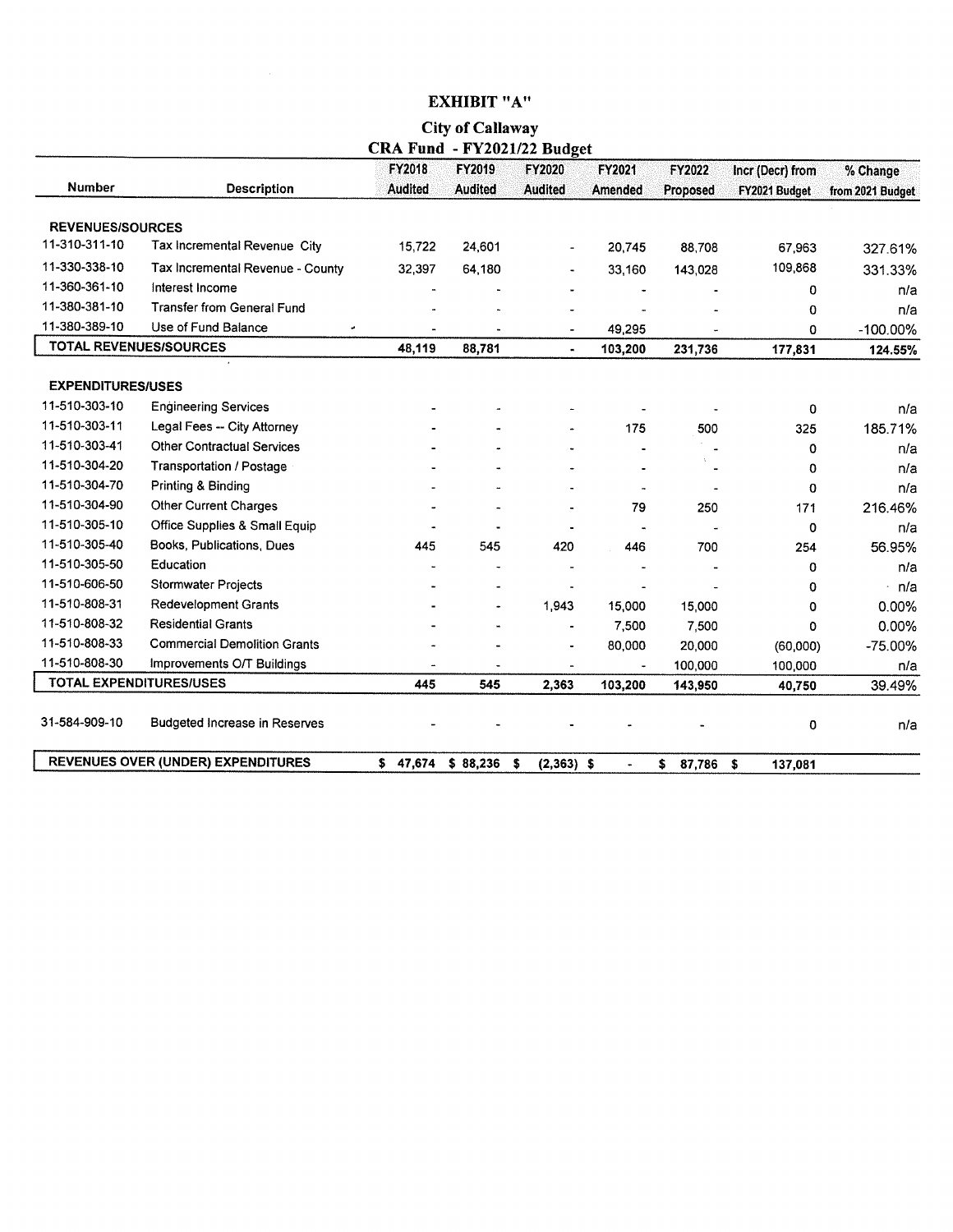# EXHIBIT "A"

## City of Callaway

## CRA Fund - FY2021/22 Budget

| Number | Description | FY2018 Audited | FY2019 Audited | FY2020 Audited | FY2021 Amended | FY2022 Proposed | Incr (Decr) from FY2021 Budget | % Change from 2021 Budget |
|---|---|---|---|---|---|---|---|---|
| **REVENUES/SOURCES** | | | | | | | | |
| 11-310-311-10 | Tax Incremental Revenue City | 15,722 | 24,601 | - | 20,745 | 88,708 | 67,963 | 327.61% |
| 11-330-338-10 | Tax Incremental Revenue - County | 32,397 | 64,180 | - | 33,160 | 143,028 | 109,868 | 331.33% |
| 11-360-361-10 | Interest Income | - | - | - | - | - | 0 | n/a |
| 11-380-381-10 | Transfer from General Fund | - | - | - | - | - | 0 | n/a |
| 11-380-389-10 | Use of Fund Balance | - | - | - | 49,295 | - | 0 | -100.00% |
| **TOTAL REVENUES/SOURCES** | | **48,119** | **88,781** | **-** | **103,200** | **231,736** | **177,831** | **124.55%** |
| **EXPENDITURES/USES** | | | | | | | | |
| 11-510-303-10 | Engineering Services | - | - | - | - | - | 0 | n/a |
| 11-510-303-11 | Legal Fees -- City Attorney | - | - | - | 175 | 500 | 325 | 185.71% |
| 11-510-303-41 | Other Contractual Services | - | - | - | - | - | 0 | n/a |
| 11-510-304-20 | Transportation / Postage | - | - | - | - | - | 0 | n/a |
| 11-510-304-70 | Printing & Binding | - | - | - | - | - | 0 | n/a |
| 11-510-304-90 | Other Current Charges | - | - | - | 79 | 250 | 171 | 216.46% |
| 11-510-305-10 | Office Supplies & Small Equip | - | - | - | - | - | 0 | n/a |
| 11-510-305-40 | Books, Publications, Dues | 445 | 545 | 420 | 446 | 700 | 254 | 56.95% |
| 11-510-305-50 | Education | - | - | - | - | - | 0 | n/a |
| 11-510-606-50 | Stormwater Projects | - | - | - | - | - | 0 | n/a |
| 11-510-808-31 | Redevelopment Grants | - | - | 1,943 | 15,000 | 15,000 | 0 | 0.00% |
| 11-510-808-32 | Residential Grants | - | - | - | 7,500 | 7,500 | 0 | 0.00% |
| 11-510-808-33 | Commercial Demolition Grants | - | - | - | 80,000 | 20,000 | (60,000) | -75.00% |
| 11-510-808-30 | Improvements O/T Buildings | - | - | - | - | 100,000 | 100,000 | n/a |
| **TOTAL EXPENDITURES/USES** | | **445** | **545** | **2,363** | **103,200** | **143,950** | **40,750** | **39.49%** |
| 31-584-909-10 | Budgeted Increase in Reserves | - | - | - | - | - | 0 | n/a |
| **REVENUES OVER (UNDER) EXPENDITURES** | | **$ 47,674** | **$ 88,236** | **$ (2,363)** | **$ -** | **$ 87,786** | **$ 137,081** | |